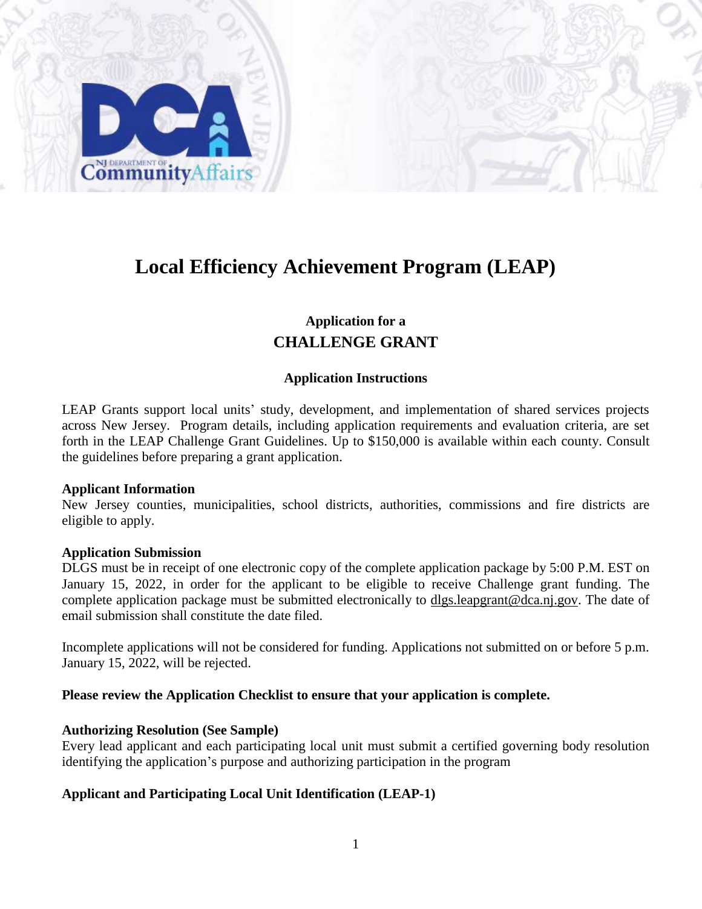# Local Efficiency Achievement Program (LEAP)

## Application for a

## CHALLENGE GRANT

### Application Instructions

LEAP Grants support local units' study, development, and implementation of shared services projects across New Jersey. Program details, including application requirements and evaluation criteria, are set forth in the LEAP Challenge Grant Guidelines. Up to $150,000 is available within each county. Consult the guidelines before preparing a grant application.

**Applicant Information**

New Jersey counties, municipalities, school districts, authorities, commissions and fire districts are eligible to apply.

**Application Submission**

DLGS must be in receipt of one electronic copy of the complete application package by 5:00 P.M. EST on January 15, 2022, in order for the applicant to be eligible to receive Challenge grant funding. The complete application package must be submitted electronically to dlgs.leapgrant@dca.nj.gov. The date of email submission shall constitute the date filed.

Incomplete applications will not be considered for funding. Applications not submitted on or before 5 p.m. January 15, 2022, will be rejected.

**Please review the Application Checklist to ensure that your application is complete.**

**Authorizing Resolution (See Sample)**

Every lead applicant and each participating local unit must submit a certified governing body resolution identifying the application's purpose and authorizing participation in the program

**Applicant and Participating Local Unit Identification (LEAP-1)**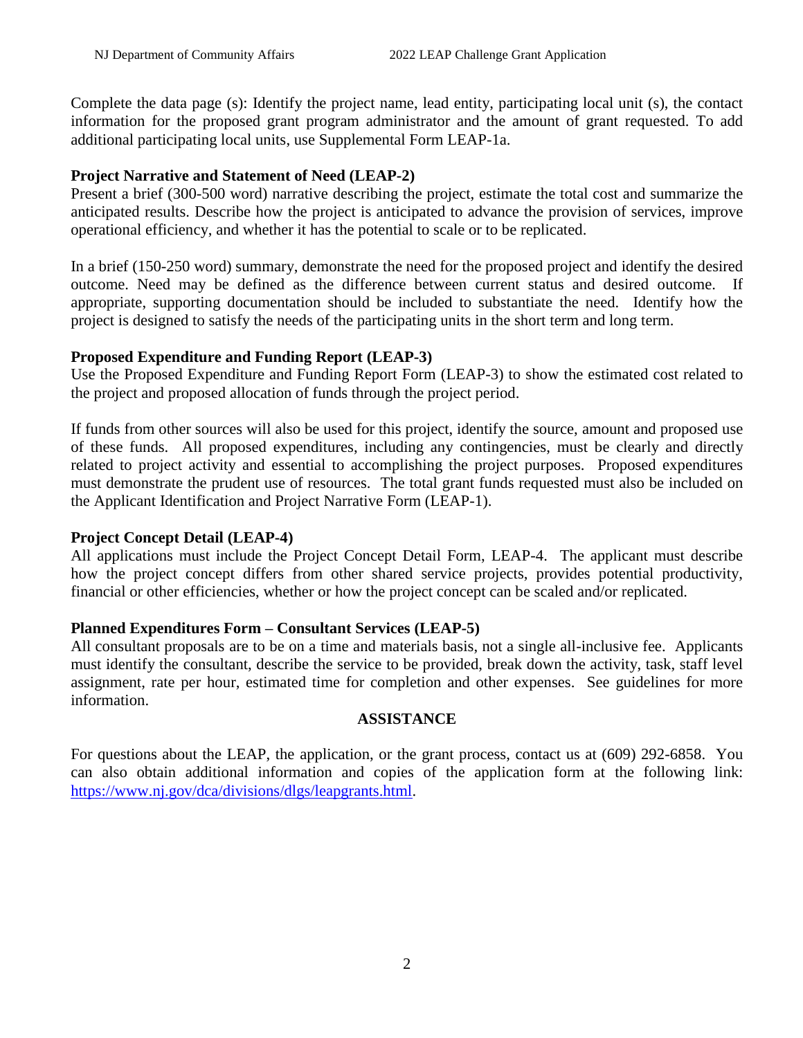Complete the data page (s): Identify the project name, lead entity, participating local unit (s), the contact information for the proposed grant program administrator and the amount of grant requested. To add additional participating local units, use Supplemental Form LEAP-1a.

**Project Narrative and Statement of Need (LEAP-2)**

Present a brief (300-500 word) narrative describing the project, estimate the total cost and summarize the anticipated results. Describe how the project is anticipated to advance the provision of services, improve operational efficiency, and whether it has the potential to scale or to be replicated.

In a brief (150-250 word) summary, demonstrate the need for the proposed project and identify the desired outcome. Need may be defined as the difference between current status and desired outcome. If appropriate, supporting documentation should be included to substantiate the need. Identify how the project is designed to satisfy the needs of the participating units in the short term and long term.

**Proposed Expenditure and Funding Report (LEAP-3)**

Use the Proposed Expenditure and Funding Report Form (LEAP-3) to show the estimated cost related to the project and proposed allocation of funds through the project period.

If funds from other sources will also be used for this project, identify the source, amount and proposed use of these funds. All proposed expenditures, including any contingencies, must be clearly and directly related to project activity and essential to accomplishing the project purposes. Proposed expenditures must demonstrate the prudent use of resources. The total grant funds requested must also be included on the Applicant Identification and Project Narrative Form (LEAP-1).

**Project Concept Detail (LEAP-4)**

All applications must include the Project Concept Detail Form, LEAP-4. The applicant must describe how the project concept differs from other shared service projects, provides potential productivity, financial or other efficiencies, whether or how the project concept can be scaled and/or replicated.

**Planned Expenditures Form – Consultant Services (LEAP-5)**

All consultant proposals are to be on a time and materials basis, not a single all-inclusive fee. Applicants must identify the consultant, describe the service to be provided, break down the activity, task, staff level assignment, rate per hour, estimated time for completion and other expenses. See guidelines for more information.

## ASSISTANCE

For questions about the LEAP, the application, or the grant process, contact us at (609) 292-6858. You can also obtain additional information and copies of the application form at the following link: [https://www.nj.gov/dca/divisions/dlgs/leapgrants.html](https://www.nj.gov/dca/divisions/dlgs/leapgrants.html).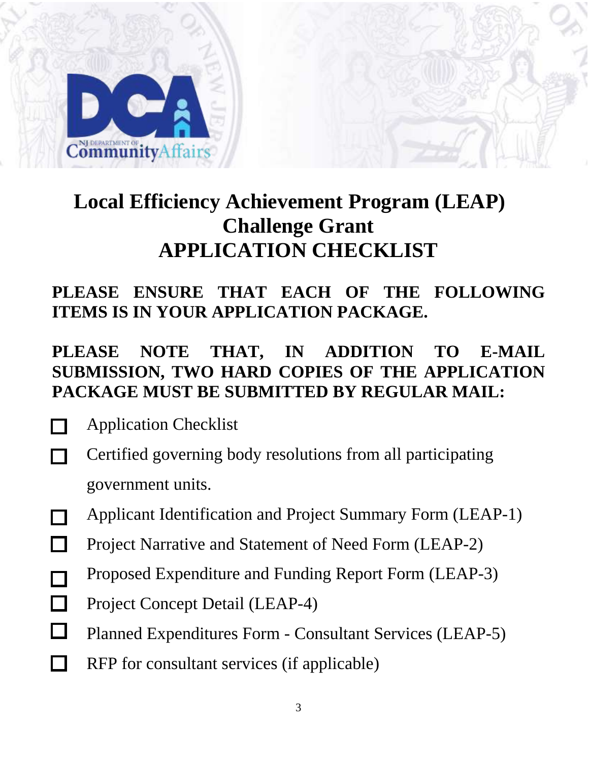# Local Efficiency Achievement Program (LEAP) Challenge Grant APPLICATION CHECKLIST

**PLEASE ENSURE THAT EACH OF THE FOLLOWING ITEMS IS IN YOUR APPLICATION PACKAGE.**

**PLEASE NOTE THAT, IN ADDITION TO E-MAIL SUBMISSION, TWO HARD COPIES OF THE APPLICATION PACKAGE MUST BE SUBMITTED BY REGULAR MAIL:**

- ☐ Application Checklist
- ☐ Certified governing body resolutions from all participating government units.
- ☐ Applicant Identification and Project Summary Form (LEAP-1)
- ☐ Project Narrative and Statement of Need Form (LEAP-2)
- ☐ Proposed Expenditure and Funding Report Form (LEAP-3)
- ☐ Project Concept Detail (LEAP-4)
- ☐ Planned Expenditures Form - Consultant Services (LEAP-5)
- ☐ RFP for consultant services (if applicable)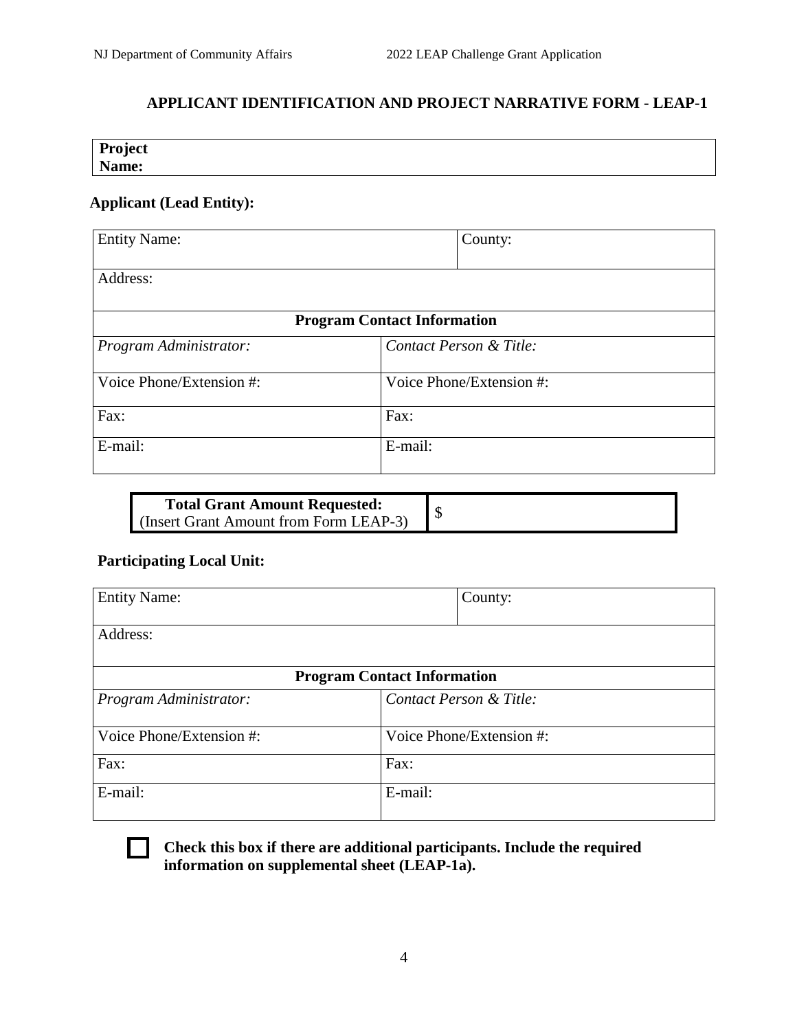## APPLICANT IDENTIFICATION AND PROJECT NARRATIVE FORM - LEAP-1

| **Project Name:** |
|---|

**Applicant (Lead Entity):**

| Entity Name: | County: |
|---|---|
| Address: | |
| **Program Contact Information** | |
| *Program Administrator:* | *Contact Person & Title:* |
| Voice Phone/Extension #: | Voice Phone/Extension #: |
| Fax: | Fax: |
| E-mail: | E-mail: |

| **Total Grant Amount Requested:** (Insert Grant Amount from Form LEAP-3) | $ |
|---|---|

**Participating Local Unit:**

| Entity Name: | County: |
|---|---|
| Address: | |
| **Program Contact Information** | |
| *Program Administrator:* | *Contact Person & Title:* |
| Voice Phone/Extension #: | Voice Phone/Extension #: |
| Fax: | Fax: |
| E-mail: | E-mail: |

☐ **Check this box if there are additional participants. Include the required information on supplemental sheet (LEAP-1a).**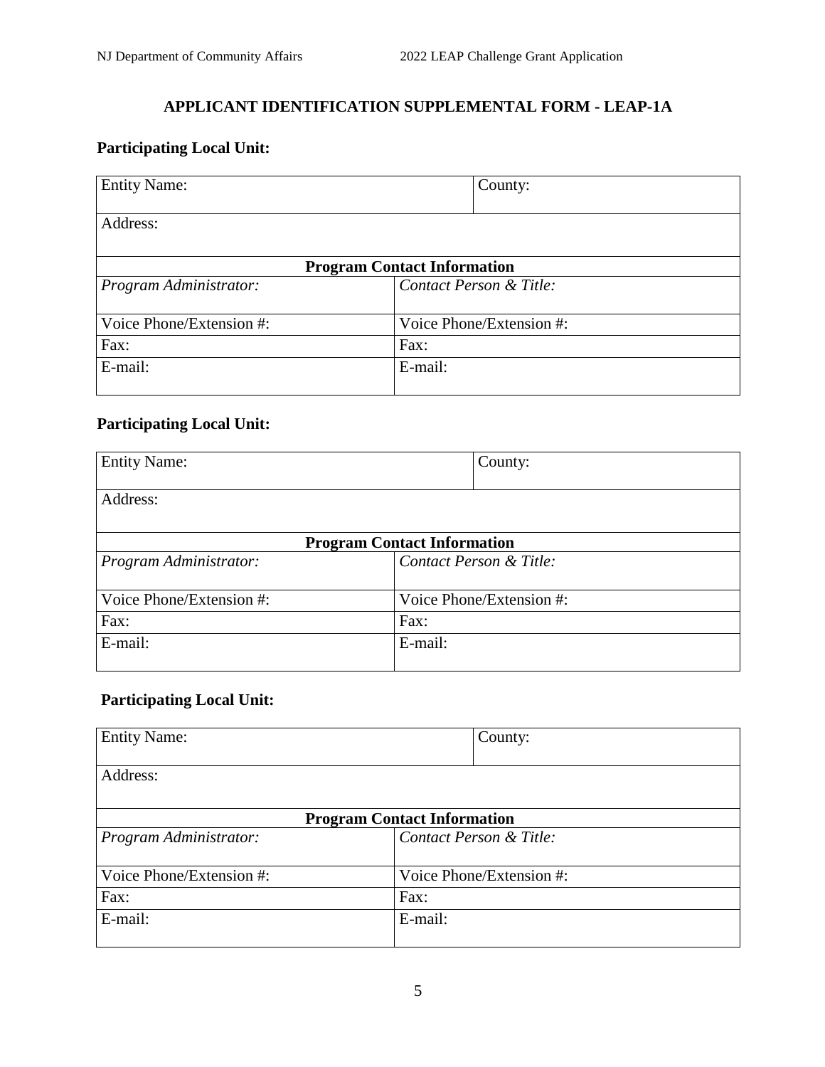## APPLICANT IDENTIFICATION SUPPLEMENTAL FORM - LEAP-1A

**Participating Local Unit:**

| Entity Name: | County: |
|---|---|
| Address: | |
| **Program Contact Information** | |
| *Program Administrator:* | *Contact Person & Title:* |
| Voice Phone/Extension #: | Voice Phone/Extension #: |
| Fax: | Fax: |
| E-mail: | E-mail: |

**Participating Local Unit:**

| Entity Name: | County: |
|---|---|
| Address: | |
| **Program Contact Information** | |
| *Program Administrator:* | *Contact Person & Title:* |
| Voice Phone/Extension #: | Voice Phone/Extension #: |
| Fax: | Fax: |
| E-mail: | E-mail: |

**Participating Local Unit:**

| Entity Name: | County: |
|---|---|
| Address: | |
| **Program Contact Information** | |
| *Program Administrator:* | *Contact Person & Title:* |
| Voice Phone/Extension #: | Voice Phone/Extension #: |
| Fax: | Fax: |
| E-mail: | E-mail: |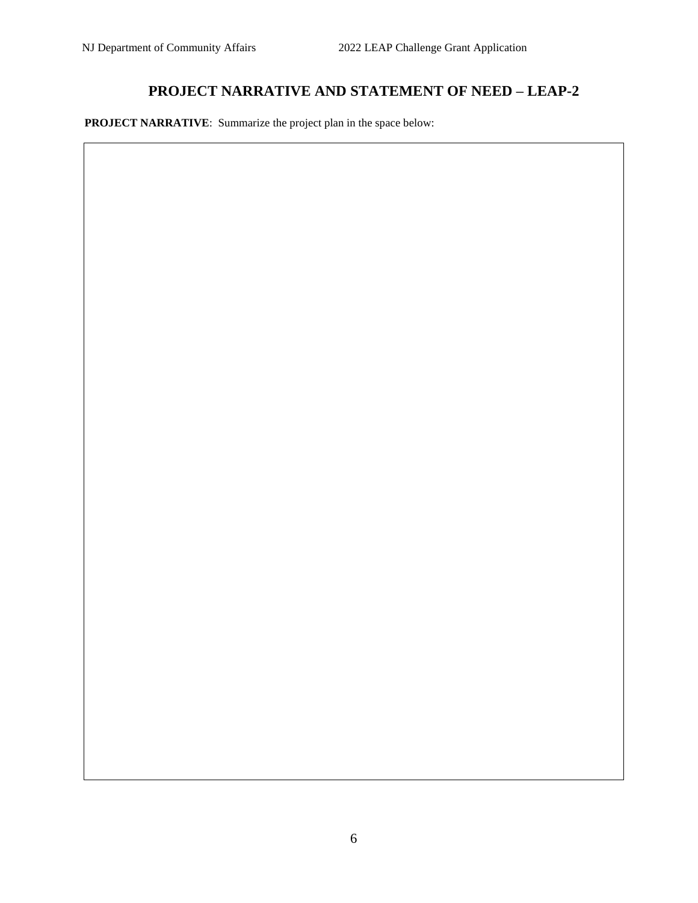## PROJECT NARRATIVE AND STATEMENT OF NEED – LEAP-2

**PROJECT NARRATIVE**: Summarize the project plan in the space below: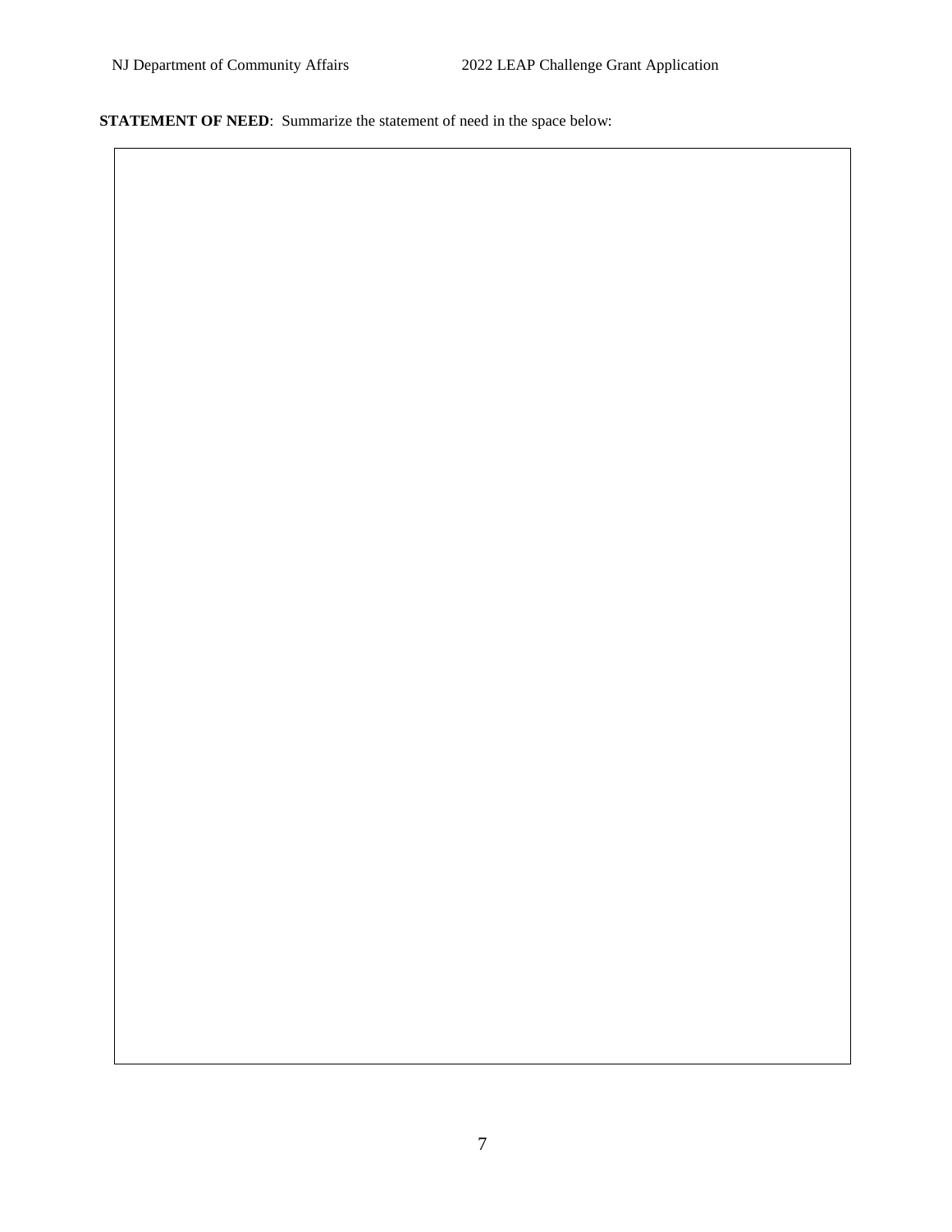**STATEMENT OF NEED**: Summarize the statement of need in the space below:

|  |
| --- |
|  |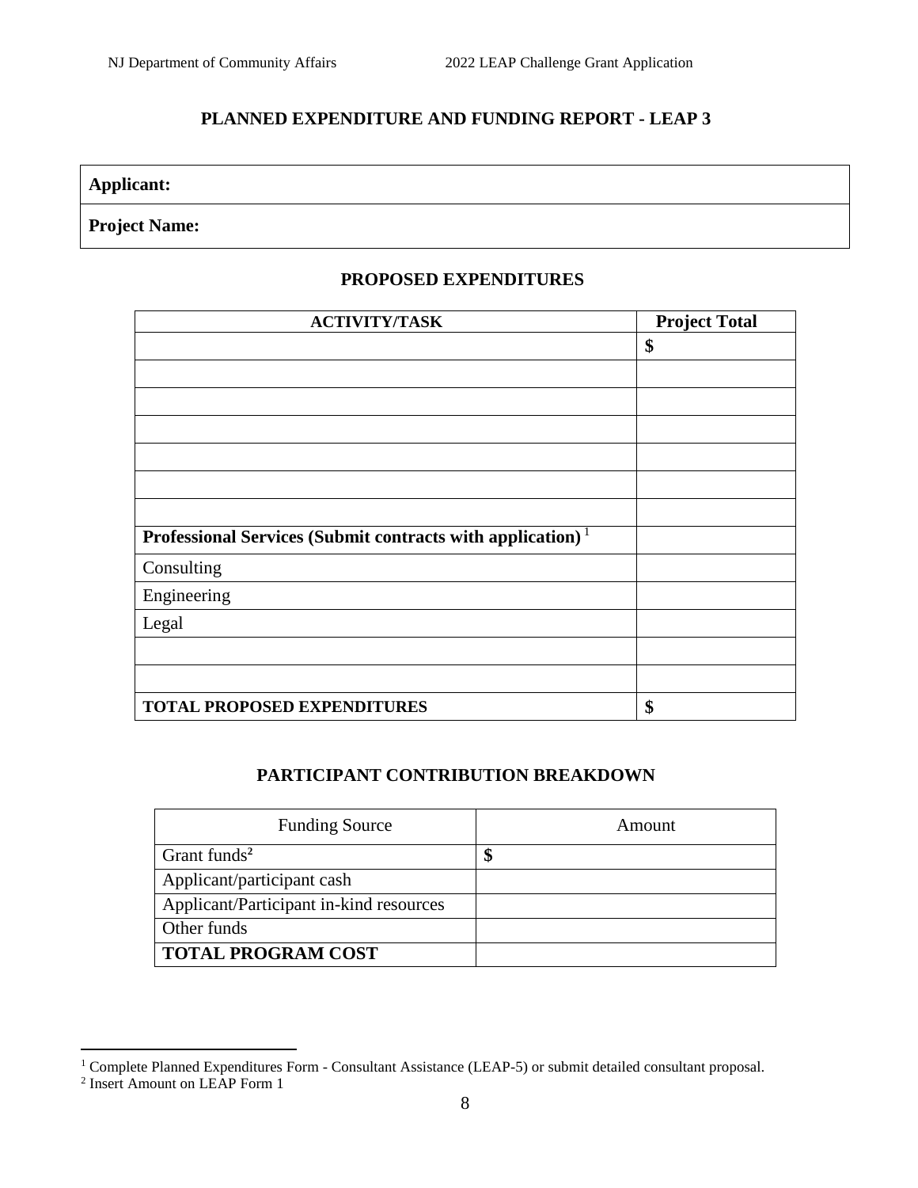## PLANNED EXPENDITURE AND FUNDING REPORT - LEAP 3

| **Applicant:** |
|---|
| **Project Name:** |

### PROPOSED EXPENDITURES

| ACTIVITY/TASK | Project Total |
|---|---|
| | **$** |
| | |
| | |
| | |
| | |
| | |
| | |
| **Professional Services (Submit contracts with application)** [1] | |
| Consulting | |
| Engineering | |
| Legal | |
| | |
| | |
| **TOTAL PROPOSED EXPENDITURES** | **$** |

### PARTICIPANT CONTRIBUTION BREAKDOWN

| Funding Source | Amount |
|---|---|
| Grant funds[2] | **$** |
| Applicant/participant cash | |
| Applicant/Participant in-kind resources | |
| Other funds | |
| **TOTAL PROGRAM COST** | |

[1] Complete Planned Expenditures Form - Consultant Assistance (LEAP-5) or submit detailed consultant proposal.

[2] Insert Amount on LEAP Form 1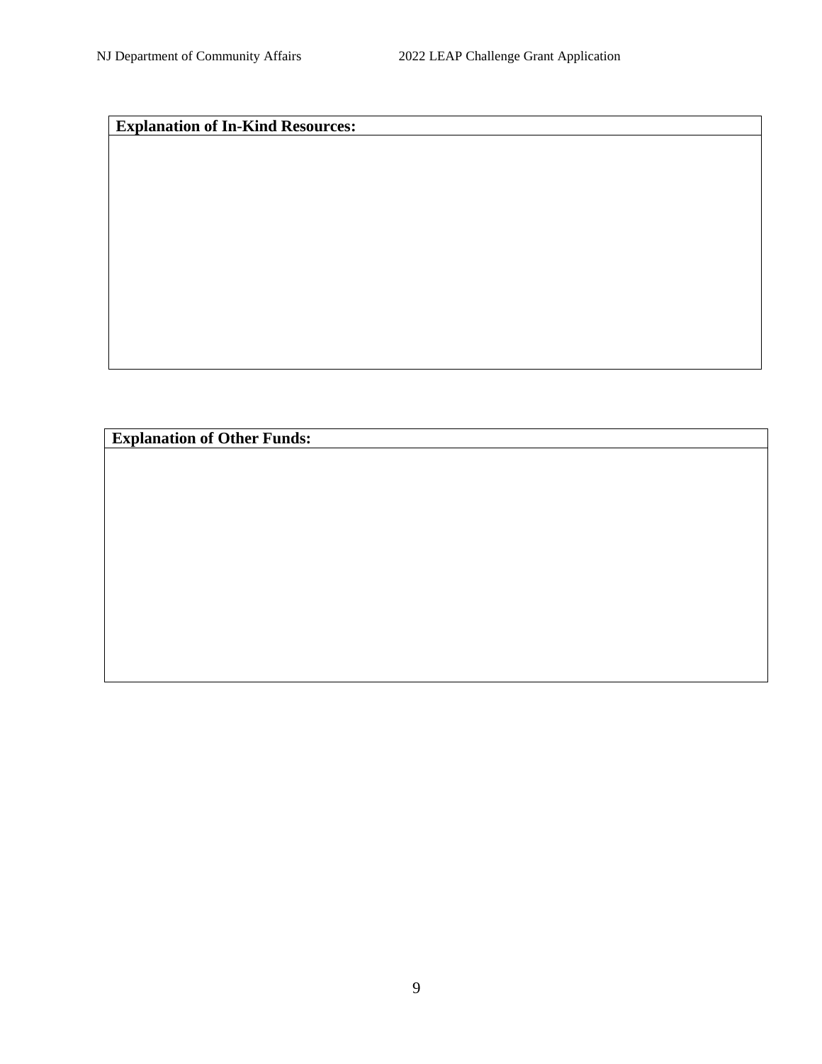| Explanation of In-Kind Resources: |
| --- |
| |

| Explanation of Other Funds: |
| --- |
| |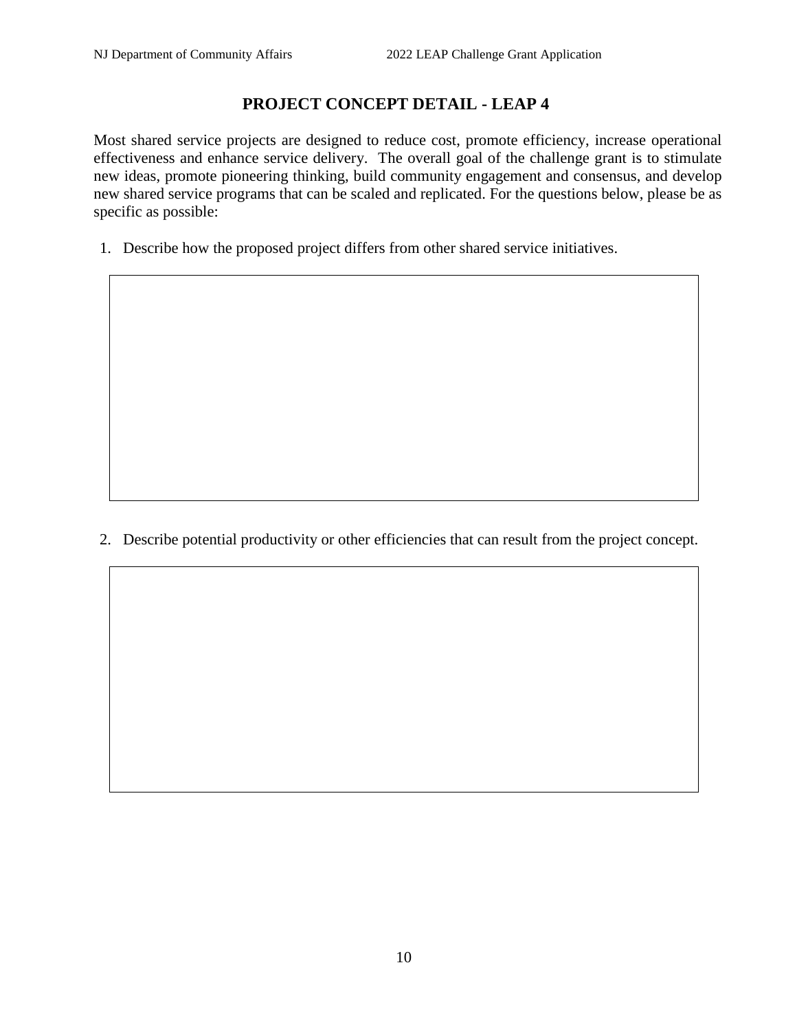## PROJECT CONCEPT DETAIL - LEAP 4

Most shared service projects are designed to reduce cost, promote efficiency, increase operational effectiveness and enhance service delivery. The overall goal of the challenge grant is to stimulate new ideas, promote pioneering thinking, build community engagement and consensus, and develop new shared service programs that can be scaled and replicated. For the questions below, please be as specific as possible:

1. Describe how the proposed project differs from other shared service initiatives.

2. Describe potential productivity or other efficiencies that can result from the project concept.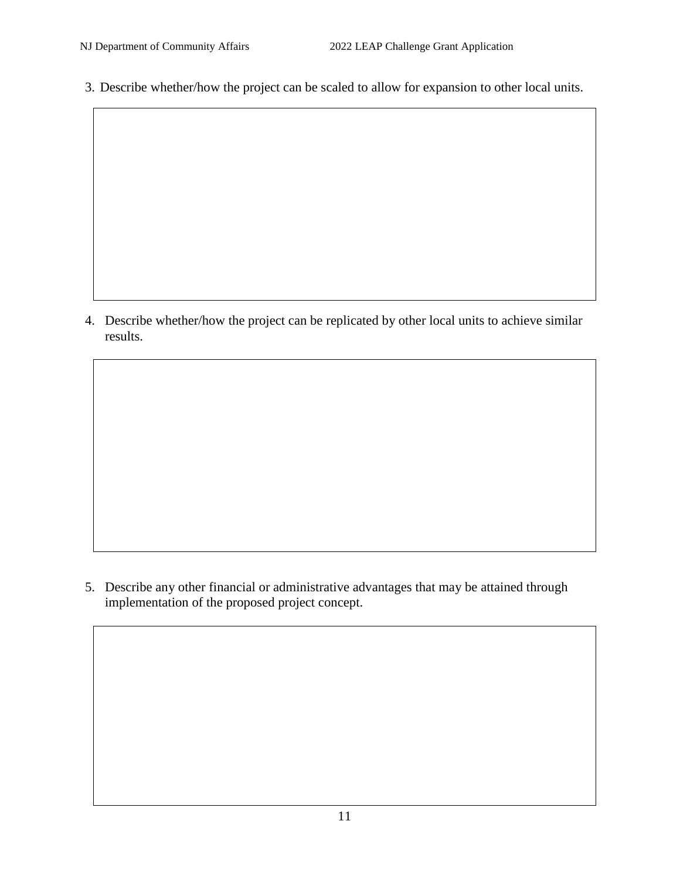3. Describe whether/how the project can be scaled to allow for expansion to other local units.

4. Describe whether/how the project can be replicated by other local units to achieve similar results.

5. Describe any other financial or administrative advantages that may be attained through implementation of the proposed project concept.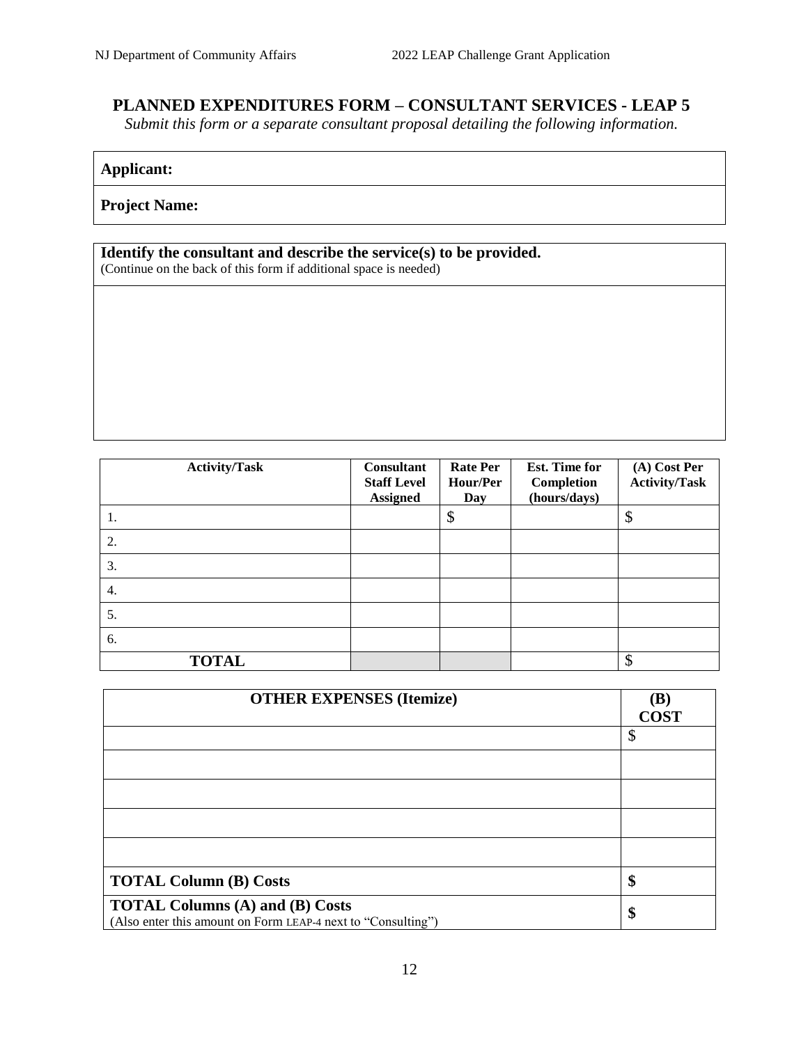## PLANNED EXPENDITURES FORM – CONSULTANT SERVICES - LEAP 5

*Submit this form or a separate consultant proposal detailing the following information.*

| **Applicant:** |
|---|
| **Project Name:** |

| **Identify the consultant and describe the service(s) to be provided.** (Continue on the back of this form if additional space is needed) |
|---|
| |

| Activity/Task | Consultant Staff Level Assigned | Rate Per Hour/Per Day | Est. Time for Completion (hours/days) | (A) Cost Per Activity/Task |
|---|---|---|---|---|
| 1. | | $ | | $ |
| 2. | | | | |
| 3. | | | | |
| 4. | | | | |
| 5. | | | | |
| 6. | | | | |
| **TOTAL** | | | | $ |

| OTHER EXPENSES (Itemize) | (B) COST |
|---|---|
| | $ |
| | |
| | |
| | |
| | |
| **TOTAL Column (B) Costs** | **$** |
| **TOTAL Columns (A) and (B) Costs** (Also enter this amount on Form LEAP-4 next to "Consulting") | **$** |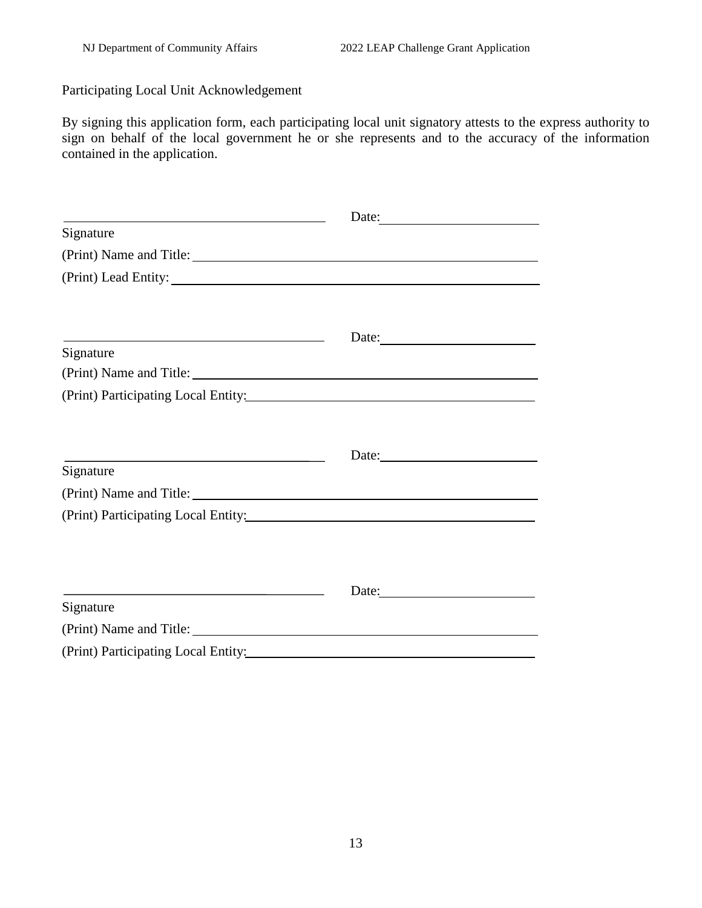Participating Local Unit Acknowledgement

By signing this application form, each participating local unit signatory attests to the express authority to sign on behalf of the local government he or she represents and to the accuracy of the information contained in the application.

\_\_\_\_\_\_\_\_\_\_\_\_\_\_\_\_\_\_\_\_\_\_\_\_\_\_\_\_\_\_\_\_\_\_\_\_\_\_ Date:\_\_\_\_\_\_\_\_\_\_\_\_\_\_\_\_\_\_\_\_\_\_

Signature

(Print) Name and Title: \_\_\_\_\_\_\_\_\_\_\_\_\_\_\_\_\_\_\_\_\_\_\_\_\_\_\_\_\_\_\_\_\_\_\_\_\_\_\_\_\_\_\_\_\_\_\_\_

(Print) Lead Entity: \_\_\_\_\_\_\_\_\_\_\_\_\_\_\_\_\_\_\_\_\_\_\_\_\_\_\_\_\_\_\_\_\_\_\_\_\_\_\_\_\_\_\_\_\_\_\_\_\_\_\_\_

\_\_\_\_\_\_\_\_\_\_\_\_\_\_\_\_\_\_\_\_\_\_\_\_\_\_\_\_\_\_\_\_\_\_\_\_\_\_ Date:\_\_\_\_\_\_\_\_\_\_\_\_\_\_\_\_\_\_\_\_\_\_

Signature

(Print) Name and Title: \_\_\_\_\_\_\_\_\_\_\_\_\_\_\_\_\_\_\_\_\_\_\_\_\_\_\_\_\_\_\_\_\_\_\_\_\_\_\_\_\_\_\_\_\_\_\_\_

(Print) Participating Local Entity:\_\_\_\_\_\_\_\_\_\_\_\_\_\_\_\_\_\_\_\_\_\_\_\_\_\_\_\_\_\_\_\_\_\_\_\_\_\_\_\_

\_\_\_\_\_\_\_\_\_\_\_\_\_\_\_\_\_\_\_\_\_\_\_\_\_\_\_\_\_\_\_\_\_\_\_\_\_\_ Date:\_\_\_\_\_\_\_\_\_\_\_\_\_\_\_\_\_\_\_\_\_\_

Signature

(Print) Name and Title: \_\_\_\_\_\_\_\_\_\_\_\_\_\_\_\_\_\_\_\_\_\_\_\_\_\_\_\_\_\_\_\_\_\_\_\_\_\_\_\_\_\_\_\_\_\_\_\_

(Print) Participating Local Entity:\_\_\_\_\_\_\_\_\_\_\_\_\_\_\_\_\_\_\_\_\_\_\_\_\_\_\_\_\_\_\_\_\_\_\_\_\_\_\_\_

\_\_\_\_\_\_\_\_\_\_\_\_\_\_\_\_\_\_\_\_\_\_\_\_\_\_\_\_\_\_\_\_\_\_\_\_\_\_ Date:\_\_\_\_\_\_\_\_\_\_\_\_\_\_\_\_\_\_\_\_\_\_

Signature

(Print) Name and Title: \_\_\_\_\_\_\_\_\_\_\_\_\_\_\_\_\_\_\_\_\_\_\_\_\_\_\_\_\_\_\_\_\_\_\_\_\_\_\_\_\_\_\_\_\_\_\_\_

(Print) Participating Local Entity:\_\_\_\_\_\_\_\_\_\_\_\_\_\_\_\_\_\_\_\_\_\_\_\_\_\_\_\_\_\_\_\_\_\_\_\_\_\_\_\_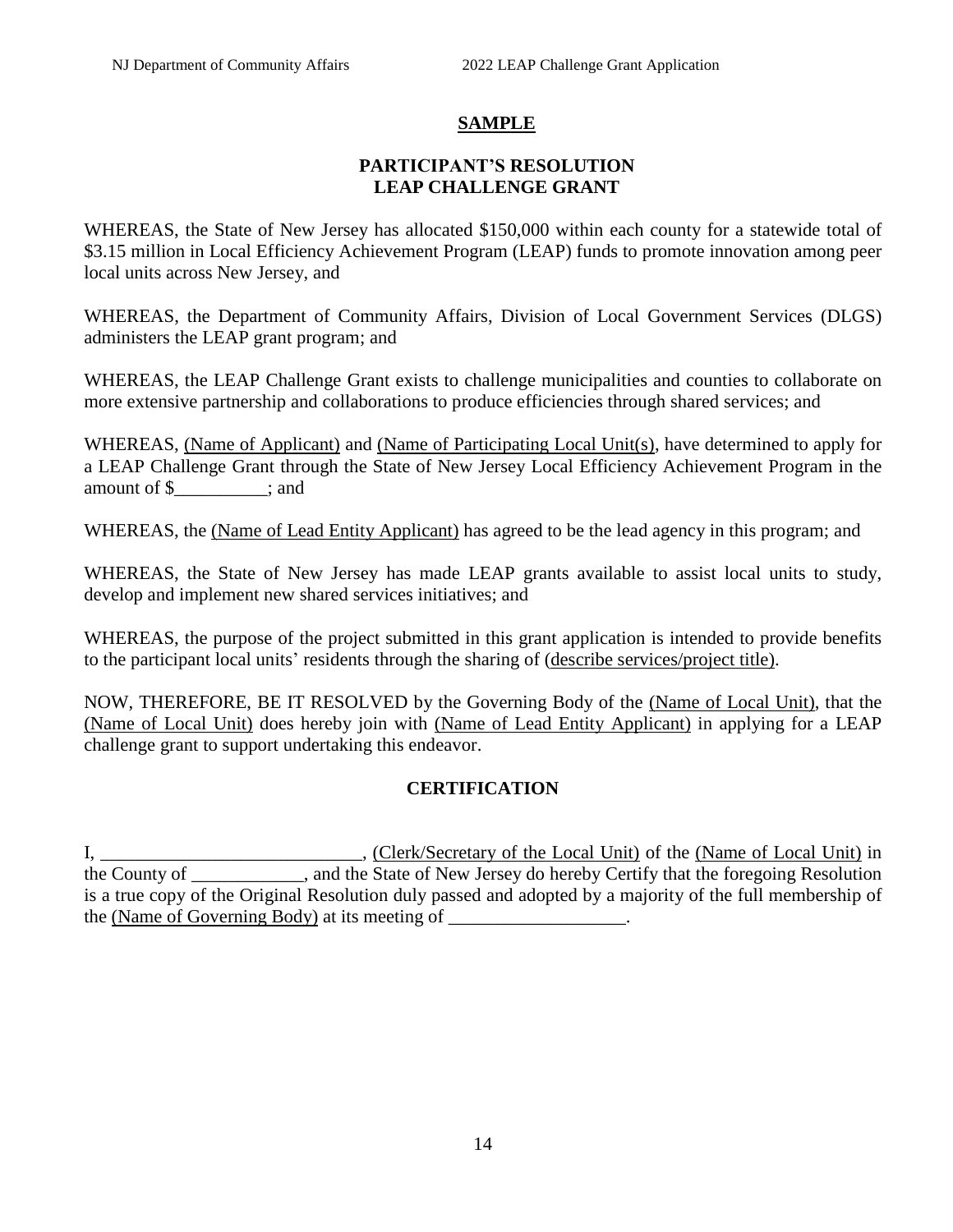**SAMPLE**

**PARTICIPANT'S RESOLUTION**
**LEAP CHALLENGE GRANT**

WHEREAS, the State of New Jersey has allocated $150,000 within each county for a statewide total of $3.15 million in Local Efficiency Achievement Program (LEAP) funds to promote innovation among peer local units across New Jersey, and

WHEREAS, the Department of Community Affairs, Division of Local Government Services (DLGS) administers the LEAP grant program; and

WHEREAS, the LEAP Challenge Grant exists to challenge municipalities and counties to collaborate on more extensive partnership and collaborations to produce efficiencies through shared services; and

WHEREAS, (Name of Applicant) and (Name of Participating Local Unit(s), have determined to apply for a LEAP Challenge Grant through the State of New Jersey Local Efficiency Achievement Program in the amount of $__________; and

WHEREAS, the (Name of Lead Entity Applicant) has agreed to be the lead agency in this program; and

WHEREAS, the State of New Jersey has made LEAP grants available to assist local units to study, develop and implement new shared services initiatives; and

WHEREAS, the purpose of the project submitted in this grant application is intended to provide benefits to the participant local units' residents through the sharing of (describe services/project title).

NOW, THEREFORE, BE IT RESOLVED by the Governing Body of the (Name of Local Unit), that the (Name of Local Unit) does hereby join with (Name of Lead Entity Applicant) in applying for a LEAP challenge grant to support undertaking this endeavor.

**CERTIFICATION**

I, ____________________________, (Clerk/Secretary of the Local Unit) of the (Name of Local Unit) in the County of ____________, and the State of New Jersey do hereby Certify that the foregoing Resolution is a true copy of the Original Resolution duly passed and adopted by a majority of the full membership of the (Name of Governing Body) at its meeting of ___________________.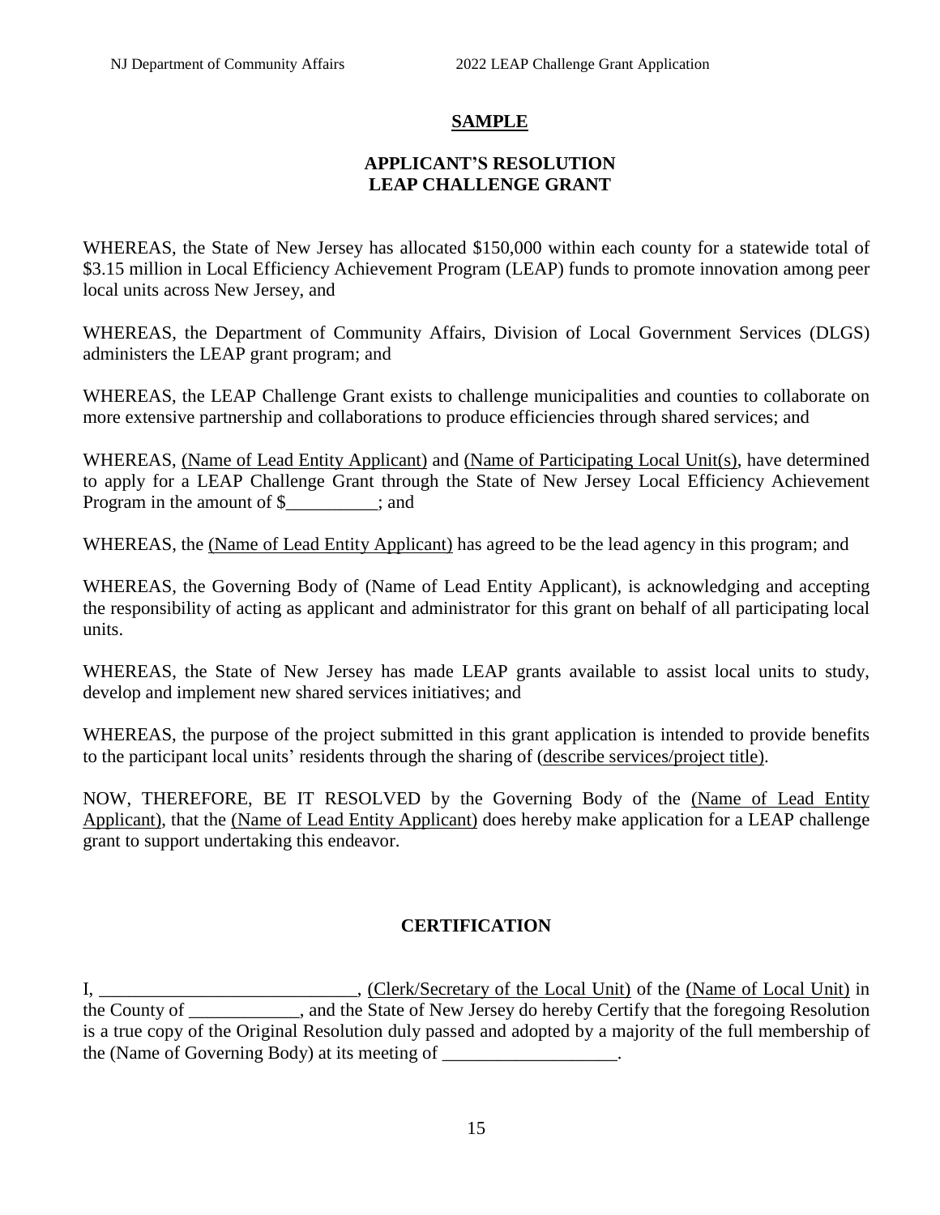**SAMPLE**

**APPLICANT'S RESOLUTION**
**LEAP CHALLENGE GRANT**

WHEREAS, the State of New Jersey has allocated $150,000 within each county for a statewide total of $3.15 million in Local Efficiency Achievement Program (LEAP) funds to promote innovation among peer local units across New Jersey, and

WHEREAS, the Department of Community Affairs, Division of Local Government Services (DLGS) administers the LEAP grant program; and

WHEREAS, the LEAP Challenge Grant exists to challenge municipalities and counties to collaborate on more extensive partnership and collaborations to produce efficiencies through shared services; and

WHEREAS, (Name of Lead Entity Applicant) and (Name of Participating Local Unit(s), have determined to apply for a LEAP Challenge Grant through the State of New Jersey Local Efficiency Achievement Program in the amount of $__________; and

WHEREAS, the (Name of Lead Entity Applicant) has agreed to be the lead agency in this program; and

WHEREAS, the Governing Body of (Name of Lead Entity Applicant), is acknowledging and accepting the responsibility of acting as applicant and administrator for this grant on behalf of all participating local units.

WHEREAS, the State of New Jersey has made LEAP grants available to assist local units to study, develop and implement new shared services initiatives; and

WHEREAS, the purpose of the project submitted in this grant application is intended to provide benefits to the participant local units' residents through the sharing of (describe services/project title).

NOW, THEREFORE, BE IT RESOLVED by the Governing Body of the (Name of Lead Entity Applicant), that the (Name of Lead Entity Applicant) does hereby make application for a LEAP challenge grant to support undertaking this endeavor.

**CERTIFICATION**

I, ____________________________, (Clerk/Secretary of the Local Unit) of the (Name of Local Unit) in the County of ____________, and the State of New Jersey do hereby Certify that the foregoing Resolution is a true copy of the Original Resolution duly passed and adopted by a majority of the full membership of the (Name of Governing Body) at its meeting of ___________________.